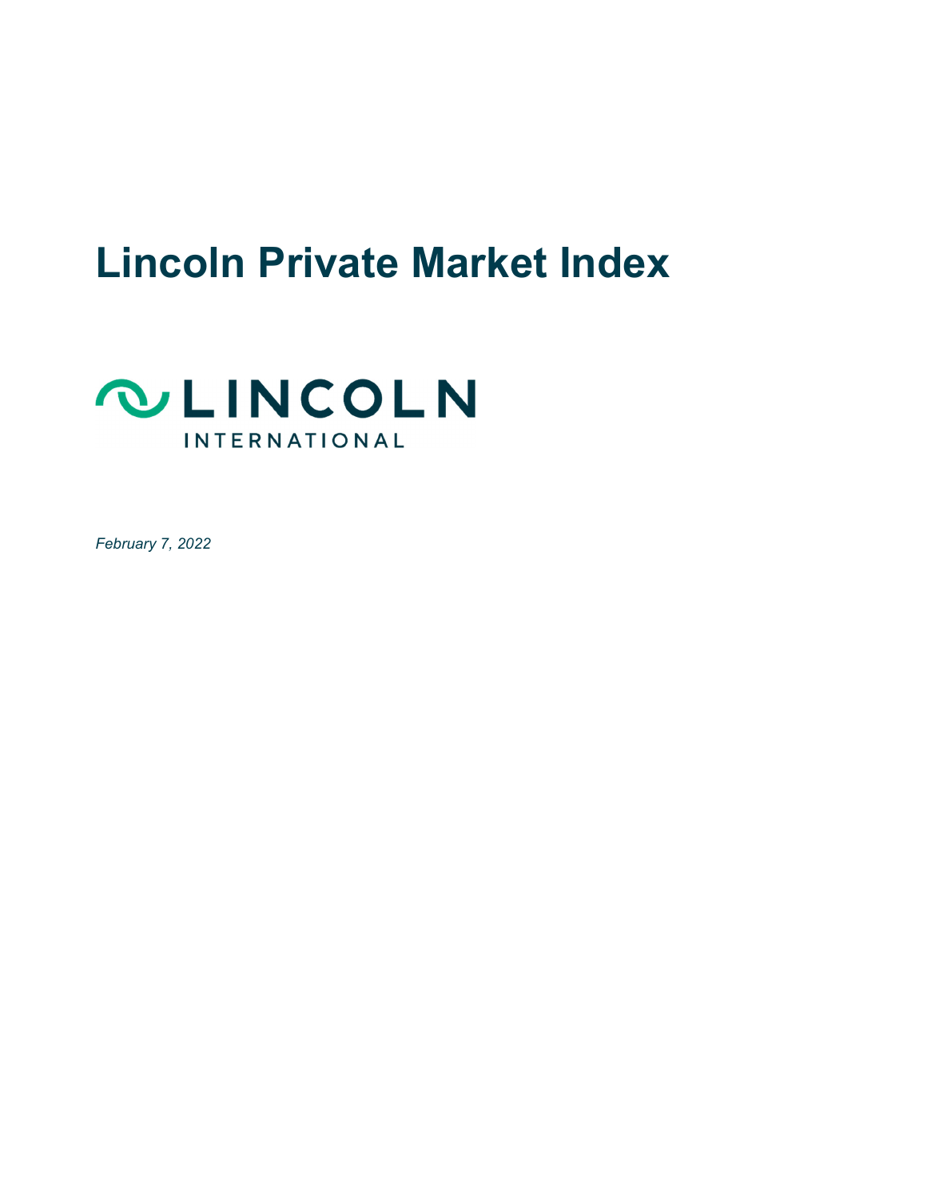# Lincoln Private Market Index

LINCOLN
INTERNATIONAL

*February 7, 2022*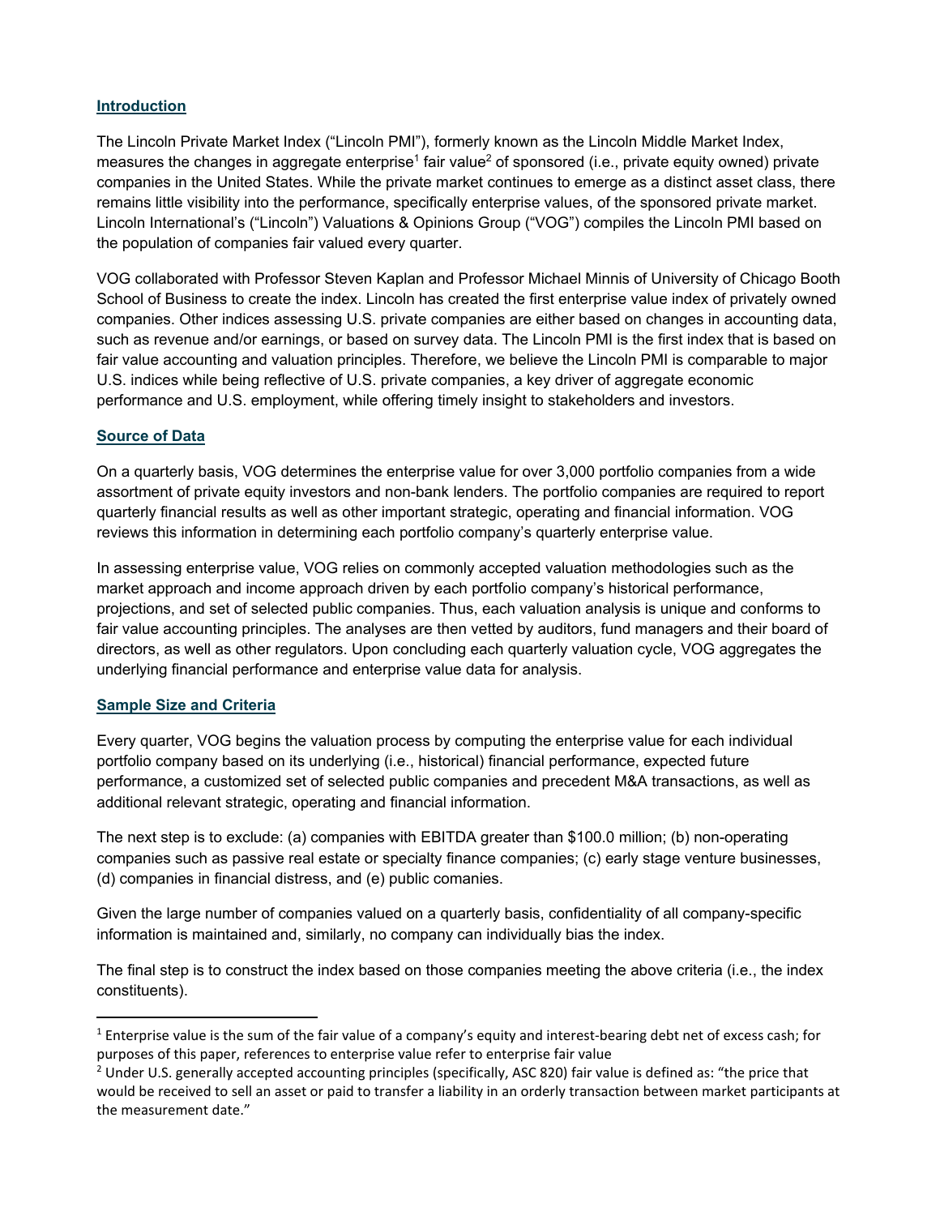## Introduction

The Lincoln Private Market Index ("Lincoln PMI"), formerly known as the Lincoln Middle Market Index, measures the changes in aggregate enterprise[1] fair value[2] of sponsored (i.e., private equity owned) private companies in the United States. While the private market continues to emerge as a distinct asset class, there remains little visibility into the performance, specifically enterprise values, of the sponsored private market. Lincoln International's ("Lincoln") Valuations & Opinions Group ("VOG") compiles the Lincoln PMI based on the population of companies fair valued every quarter.

VOG collaborated with Professor Steven Kaplan and Professor Michael Minnis of University of Chicago Booth School of Business to create the index. Lincoln has created the first enterprise value index of privately owned companies. Other indices assessing U.S. private companies are either based on changes in accounting data, such as revenue and/or earnings, or based on survey data. The Lincoln PMI is the first index that is based on fair value accounting and valuation principles. Therefore, we believe the Lincoln PMI is comparable to major U.S. indices while being reflective of U.S. private companies, a key driver of aggregate economic performance and U.S. employment, while offering timely insight to stakeholders and investors.

## Source of Data

On a quarterly basis, VOG determines the enterprise value for over 3,000 portfolio companies from a wide assortment of private equity investors and non-bank lenders. The portfolio companies are required to report quarterly financial results as well as other important strategic, operating and financial information. VOG reviews this information in determining each portfolio company's quarterly enterprise value.

In assessing enterprise value, VOG relies on commonly accepted valuation methodologies such as the market approach and income approach driven by each portfolio company's historical performance, projections, and set of selected public companies. Thus, each valuation analysis is unique and conforms to fair value accounting principles. The analyses are then vetted by auditors, fund managers and their board of directors, as well as other regulators. Upon concluding each quarterly valuation cycle, VOG aggregates the underlying financial performance and enterprise value data for analysis.

## Sample Size and Criteria

Every quarter, VOG begins the valuation process by computing the enterprise value for each individual portfolio company based on its underlying (i.e., historical) financial performance, expected future performance, a customized set of selected public companies and precedent M&A transactions, as well as additional relevant strategic, operating and financial information.

The next step is to exclude: (a) companies with EBITDA greater than $100.0 million; (b) non-operating companies such as passive real estate or specialty finance companies; (c) early stage venture businesses, (d) companies in financial distress, and (e) public comanies.

Given the large number of companies valued on a quarterly basis, confidentiality of all company-specific information is maintained and, similarly, no company can individually bias the index.

The final step is to construct the index based on those companies meeting the above criteria (i.e., the index constituents).

---

[1] Enterprise value is the sum of the fair value of a company's equity and interest-bearing debt net of excess cash; for purposes of this paper, references to enterprise value refer to enterprise fair value

[2] Under U.S. generally accepted accounting principles (specifically, ASC 820) fair value is defined as: "the price that would be received to sell an asset or paid to transfer a liability in an orderly transaction between market participants at the measurement date."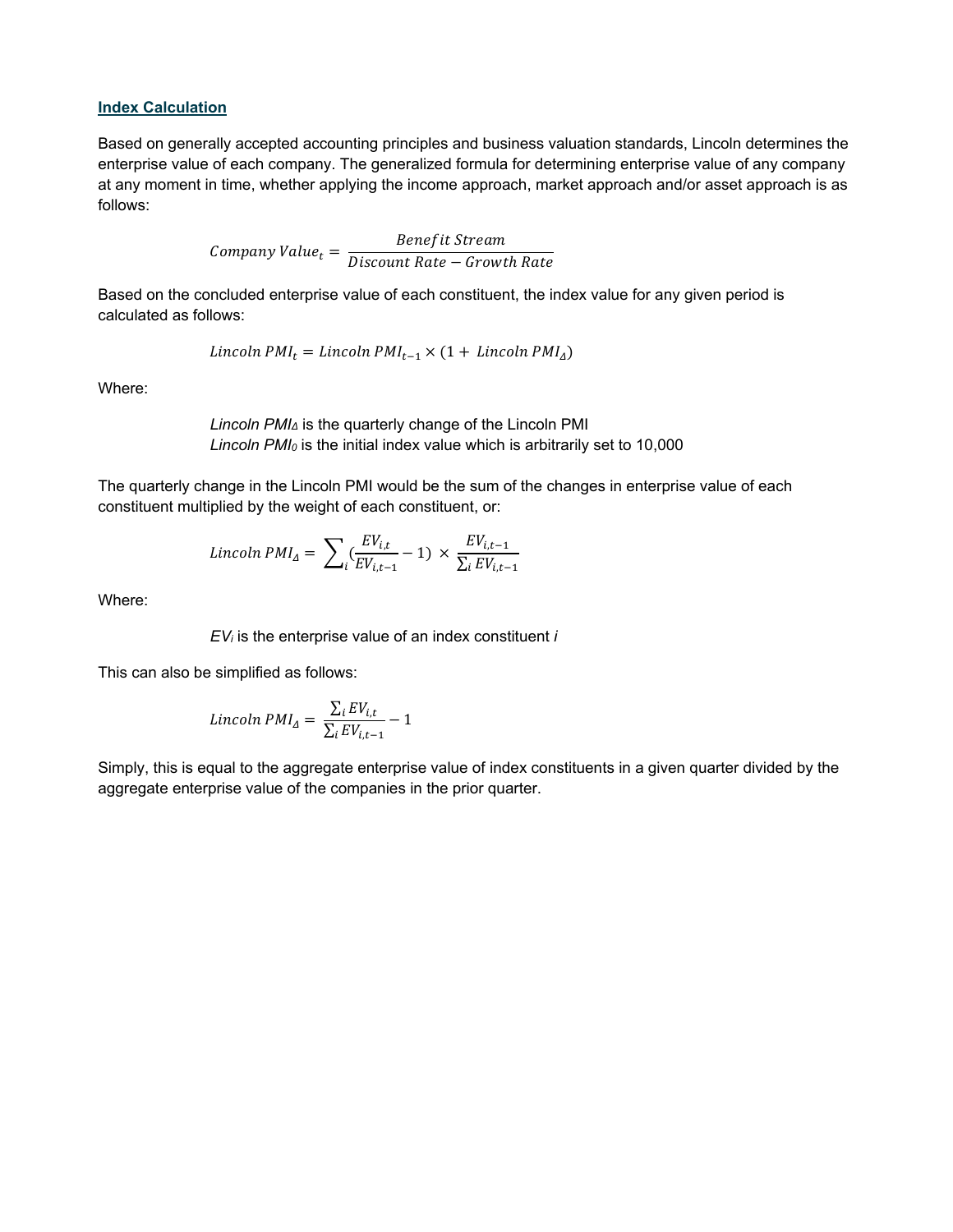## Index Calculation

Based on generally accepted accounting principles and business valuation standards, Lincoln determines the enterprise value of each company. The generalized formula for determining enterprise value of any company at any moment in time, whether applying the income approach, market approach and/or asset approach is as follows:

$$Company\ Value_t = \frac{Benefit\ Stream}{Discount\ Rate - Growth\ Rate}$$

Based on the concluded enterprise value of each constituent, the index value for any given period is calculated as follows:

$$Lincoln\ PMI_t = Lincoln\ PMI_{t-1} \times (1 + Lincoln\ PMI_{\Delta})$$

Where:

> $Lincoln\ PMI_{\Delta}$ is the quarterly change of the Lincoln PMI
> $Lincoln\ PMI_0$ is the initial index value which is arbitrarily set to 10,000

The quarterly change in the Lincoln PMI would be the sum of the changes in enterprise value of each constituent multiplied by the weight of each constituent, or:

$$Lincoln\ PMI_{\Delta} = \sum_i \left(\frac{EV_{i,t}}{EV_{i,t-1}} - 1\right) \times \frac{EV_{i,t-1}}{\sum_i EV_{i,t-1}}$$

Where:

> $EV_i$ is the enterprise value of an index constituent $i$

This can also be simplified as follows:

$$Lincoln\ PMI_{\Delta} = \frac{\sum_i EV_{i,t}}{\sum_i EV_{i,t-1}} - 1$$

Simply, this is equal to the aggregate enterprise value of index constituents in a given quarter divided by the aggregate enterprise value of the companies in the prior quarter.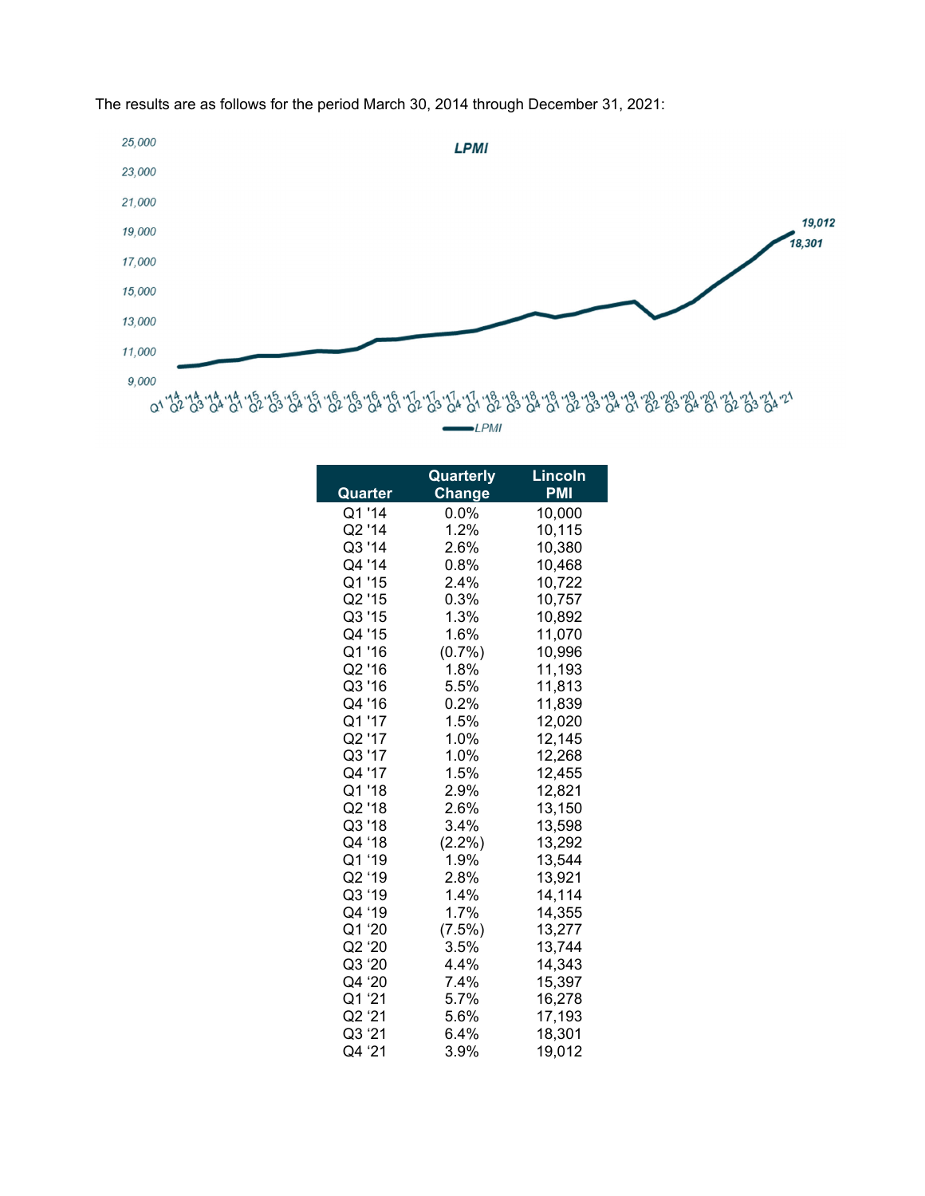The results are as follows for the period March 30, 2014 through December 31, 2021:

| Quarter | Quarterly Change | Lincoln PMI |
| --- | --- | --- |
| Q1 '14 | 0.0% | 10,000 |
| Q2 '14 | 1.2% | 10,115 |
| Q3 '14 | 2.6% | 10,380 |
| Q4 '14 | 0.8% | 10,468 |
| Q1 '15 | 2.4% | 10,722 |
| Q2 '15 | 0.3% | 10,757 |
| Q3 '15 | 1.3% | 10,892 |
| Q4 '15 | 1.6% | 11,070 |
| Q1 '16 | (0.7%) | 10,996 |
| Q2 '16 | 1.8% | 11,193 |
| Q3 '16 | 5.5% | 11,813 |
| Q4 '16 | 0.2% | 11,839 |
| Q1 '17 | 1.5% | 12,020 |
| Q2 '17 | 1.0% | 12,145 |
| Q3 '17 | 1.0% | 12,268 |
| Q4 '17 | 1.5% | 12,455 |
| Q1 '18 | 2.9% | 12,821 |
| Q2 '18 | 2.6% | 13,150 |
| Q3 '18 | 3.4% | 13,598 |
| Q4 '18 | (2.2%) | 13,292 |
| Q1 '19 | 1.9% | 13,544 |
| Q2 '19 | 2.8% | 13,921 |
| Q3 '19 | 1.4% | 14,114 |
| Q4 '19 | 1.7% | 14,355 |
| Q1 '20 | (7.5%) | 13,277 |
| Q2 '20 | 3.5% | 13,744 |
| Q3 '20 | 4.4% | 14,343 |
| Q4 '20 | 7.4% | 15,397 |
| Q1 '21 | 5.7% | 16,278 |
| Q2 '21 | 5.6% | 17,193 |
| Q3 '21 | 6.4% | 18,301 |
| Q4 '21 | 3.9% | 19,012 |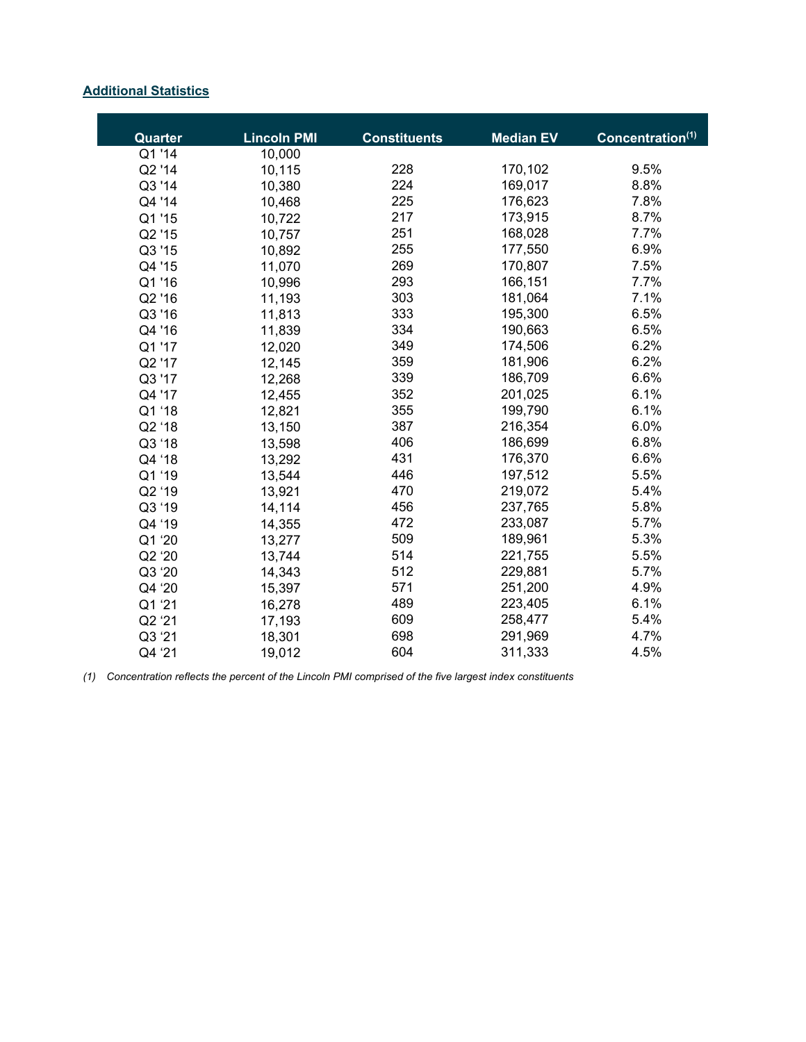**Additional Statistics**

| Quarter | Lincoln PMI | Constituents | Median EV | Concentration[(1)] |
|---|---|---|---|---|
| Q1 '14 | 10,000 | | | |
| Q2 '14 | 10,115 | 228 | 170,102 | 9.5% |
| Q3 '14 | 10,380 | 224 | 169,017 | 8.8% |
| Q4 '14 | 10,468 | 225 | 176,623 | 7.8% |
| Q1 '15 | 10,722 | 217 | 173,915 | 8.7% |
| Q2 '15 | 10,757 | 251 | 168,028 | 7.7% |
| Q3 '15 | 10,892 | 255 | 177,550 | 6.9% |
| Q4 '15 | 11,070 | 269 | 170,807 | 7.5% |
| Q1 '16 | 10,996 | 293 | 166,151 | 7.7% |
| Q2 '16 | 11,193 | 303 | 181,064 | 7.1% |
| Q3 '16 | 11,813 | 333 | 195,300 | 6.5% |
| Q4 '16 | 11,839 | 334 | 190,663 | 6.5% |
| Q1 '17 | 12,020 | 349 | 174,506 | 6.2% |
| Q2 '17 | 12,145 | 359 | 181,906 | 6.2% |
| Q3 '17 | 12,268 | 339 | 186,709 | 6.6% |
| Q4 '17 | 12,455 | 352 | 201,025 | 6.1% |
| Q1 '18 | 12,821 | 355 | 199,790 | 6.1% |
| Q2 '18 | 13,150 | 387 | 216,354 | 6.0% |
| Q3 '18 | 13,598 | 406 | 186,699 | 6.8% |
| Q4 '18 | 13,292 | 431 | 176,370 | 6.6% |
| Q1 '19 | 13,544 | 446 | 197,512 | 5.5% |
| Q2 '19 | 13,921 | 470 | 219,072 | 5.4% |
| Q3 '19 | 14,114 | 456 | 237,765 | 5.8% |
| Q4 '19 | 14,355 | 472 | 233,087 | 5.7% |
| Q1 '20 | 13,277 | 509 | 189,961 | 5.3% |
| Q2 '20 | 13,744 | 514 | 221,755 | 5.5% |
| Q3 '20 | 14,343 | 512 | 229,881 | 5.7% |
| Q4 '20 | 15,397 | 571 | 251,200 | 4.9% |
| Q1 '21 | 16,278 | 489 | 223,405 | 6.1% |
| Q2 '21 | 17,193 | 609 | 258,477 | 5.4% |
| Q3 '21 | 18,301 | 698 | 291,969 | 4.7% |
| Q4 '21 | 19,012 | 604 | 311,333 | 4.5% |

*(1) Concentration reflects the percent of the Lincoln PMI comprised of the five largest index constituents*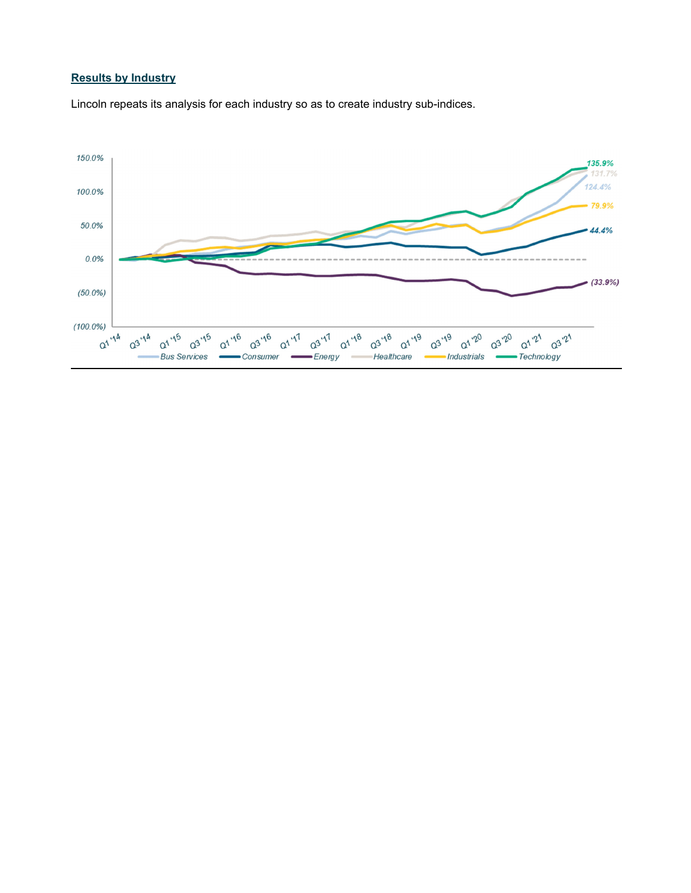## Results by Industry

Lincoln repeats its analysis for each industry so as to create industry sub-indices.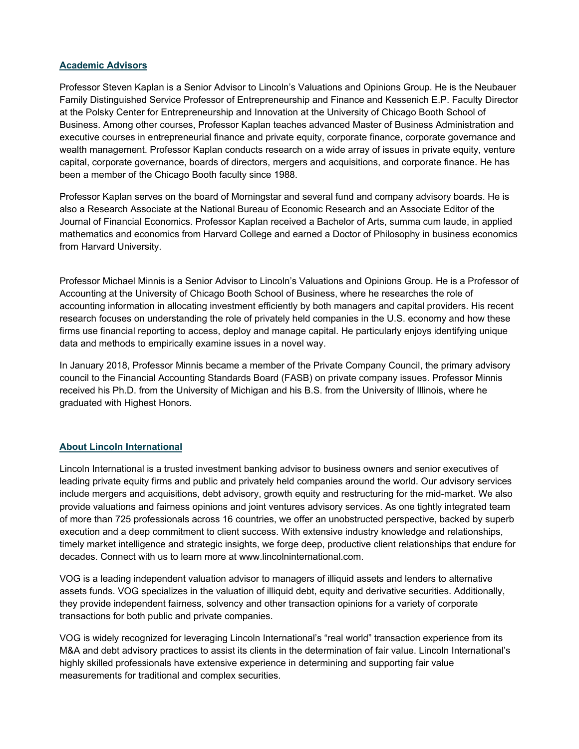## Academic Advisors

Professor Steven Kaplan is a Senior Advisor to Lincoln's Valuations and Opinions Group. He is the Neubauer Family Distinguished Service Professor of Entrepreneurship and Finance and Kessenich E.P. Faculty Director at the Polsky Center for Entrepreneurship and Innovation at the University of Chicago Booth School of Business. Among other courses, Professor Kaplan teaches advanced Master of Business Administration and executive courses in entrepreneurial finance and private equity, corporate finance, corporate governance and wealth management. Professor Kaplan conducts research on a wide array of issues in private equity, venture capital, corporate governance, boards of directors, mergers and acquisitions, and corporate finance. He has been a member of the Chicago Booth faculty since 1988.

Professor Kaplan serves on the board of Morningstar and several fund and company advisory boards. He is also a Research Associate at the National Bureau of Economic Research and an Associate Editor of the Journal of Financial Economics. Professor Kaplan received a Bachelor of Arts, summa cum laude, in applied mathematics and economics from Harvard College and earned a Doctor of Philosophy in business economics from Harvard University.

Professor Michael Minnis is a Senior Advisor to Lincoln's Valuations and Opinions Group. He is a Professor of Accounting at the University of Chicago Booth School of Business, where he researches the role of accounting information in allocating investment efficiently by both managers and capital providers. His recent research focuses on understanding the role of privately held companies in the U.S. economy and how these firms use financial reporting to access, deploy and manage capital. He particularly enjoys identifying unique data and methods to empirically examine issues in a novel way.

In January 2018, Professor Minnis became a member of the Private Company Council, the primary advisory council to the Financial Accounting Standards Board (FASB) on private company issues. Professor Minnis received his Ph.D. from the University of Michigan and his B.S. from the University of Illinois, where he graduated with Highest Honors.

## About Lincoln International

Lincoln International is a trusted investment banking advisor to business owners and senior executives of leading private equity firms and public and privately held companies around the world. Our advisory services include mergers and acquisitions, debt advisory, growth equity and restructuring for the mid-market. We also provide valuations and fairness opinions and joint ventures advisory services. As one tightly integrated team of more than 725 professionals across 16 countries, we offer an unobstructed perspective, backed by superb execution and a deep commitment to client success. With extensive industry knowledge and relationships, timely market intelligence and strategic insights, we forge deep, productive client relationships that endure for decades. Connect with us to learn more at www.lincolninternational.com.

VOG is a leading independent valuation advisor to managers of illiquid assets and lenders to alternative assets funds. VOG specializes in the valuation of illiquid debt, equity and derivative securities. Additionally, they provide independent fairness, solvency and other transaction opinions for a variety of corporate transactions for both public and private companies.

VOG is widely recognized for leveraging Lincoln International's "real world" transaction experience from its M&A and debt advisory practices to assist its clients in the determination of fair value. Lincoln International's highly skilled professionals have extensive experience in determining and supporting fair value measurements for traditional and complex securities.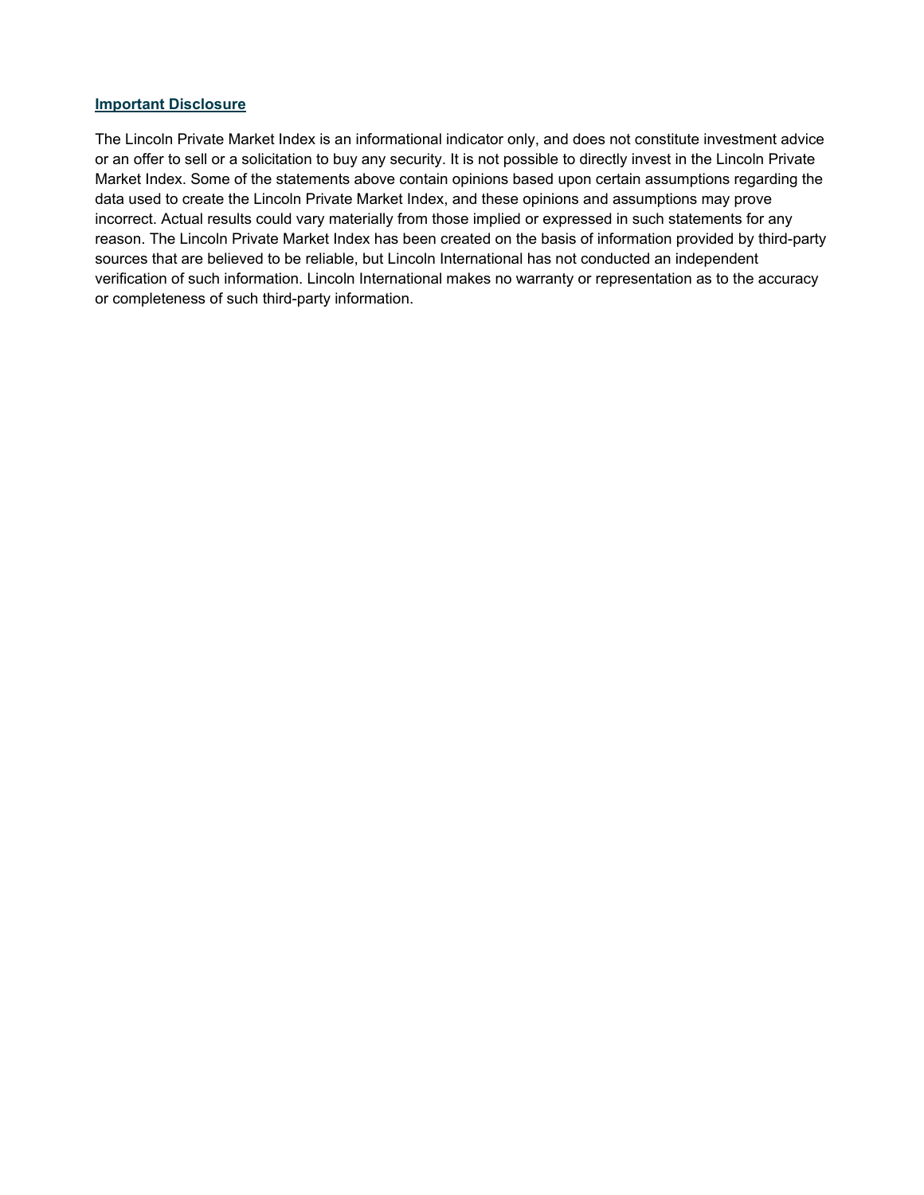**Important Disclosure**

The Lincoln Private Market Index is an informational indicator only, and does not constitute investment advice or an offer to sell or a solicitation to buy any security. It is not possible to directly invest in the Lincoln Private Market Index. Some of the statements above contain opinions based upon certain assumptions regarding the data used to create the Lincoln Private Market Index, and these opinions and assumptions may prove incorrect. Actual results could vary materially from those implied or expressed in such statements for any reason. The Lincoln Private Market Index has been created on the basis of information provided by third-party sources that are believed to be reliable, but Lincoln International has not conducted an independent verification of such information. Lincoln International makes no warranty or representation as to the accuracy or completeness of such third-party information.